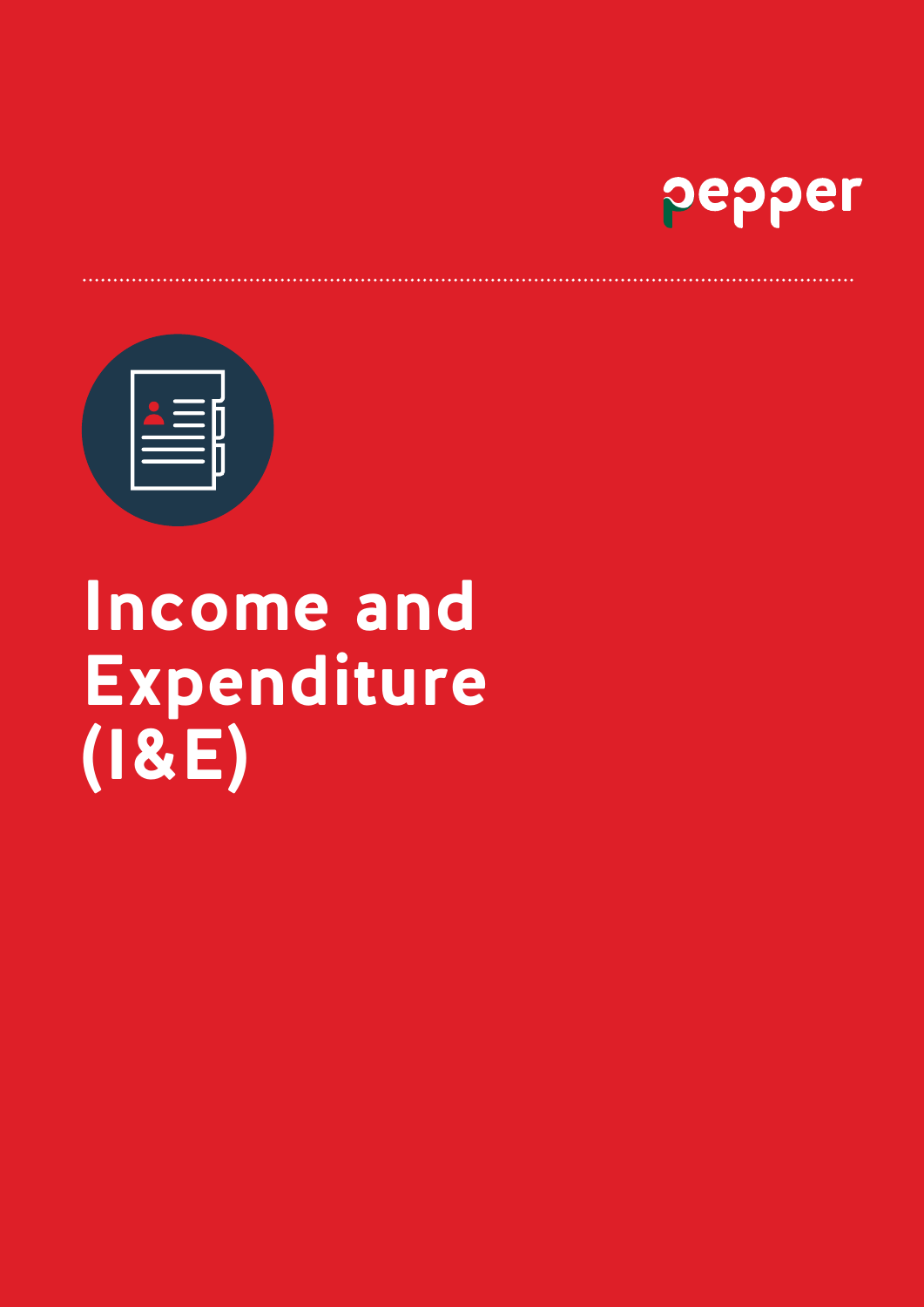pepper

# Income and Expenditure (I&E)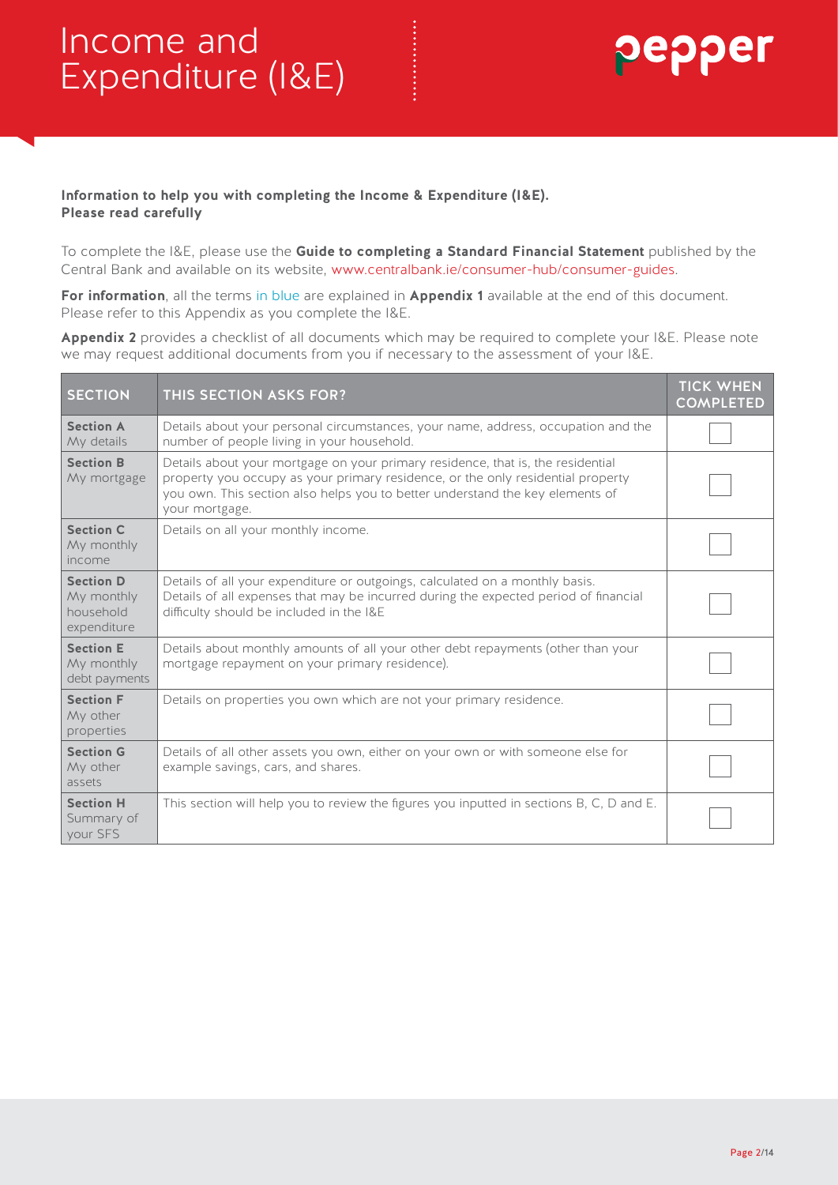# Income and Expenditure (I&E)

pepper

**Information to help you with completing the Income & Expenditure (I&E).**
**Please read carefully**

To complete the I&E, please use the **Guide to completing a Standard Financial Statement** published by the Central Bank and available on its website, www.centralbank.ie/consumer-hub/consumer-guides.

**For information**, all the terms in blue are explained in **Appendix 1** available at the end of this document. Please refer to this Appendix as you complete the I&E.

**Appendix 2** provides a checklist of all documents which may be required to complete your I&E. Please note we may request additional documents from you if necessary to the assessment of your I&E.

| SECTION | THIS SECTION ASKS FOR? | TICK WHEN COMPLETED |
|---|---|---|
| **Section A** My details | Details about your personal circumstances, your name, address, occupation and the number of people living in your household. | ☐ |
| **Section B** My mortgage | Details about your mortgage on your primary residence, that is, the residential property you occupy as your primary residence, or the only residential property you own. This section also helps you to better understand the key elements of your mortgage. | ☐ |
| **Section C** My monthly income | Details on all your monthly income. | ☐ |
| **Section D** My monthly household expenditure | Details of all your expenditure or outgoings, calculated on a monthly basis. Details of all expenses that may be incurred during the expected period of financial difficulty should be included in the I&E | ☐ |
| **Section E** My monthly debt payments | Details about monthly amounts of all your other debt repayments (other than your mortgage repayment on your primary residence). | ☐ |
| **Section F** My other properties | Details on properties you own which are not your primary residence. | ☐ |
| **Section G** My other assets | Details of all other assets you own, either on your own or with someone else for example savings, cars, and shares. | ☐ |
| **Section H** Summary of your SFS | This section will help you to review the figures you inputted in sections B, C, D and E. | ☐ |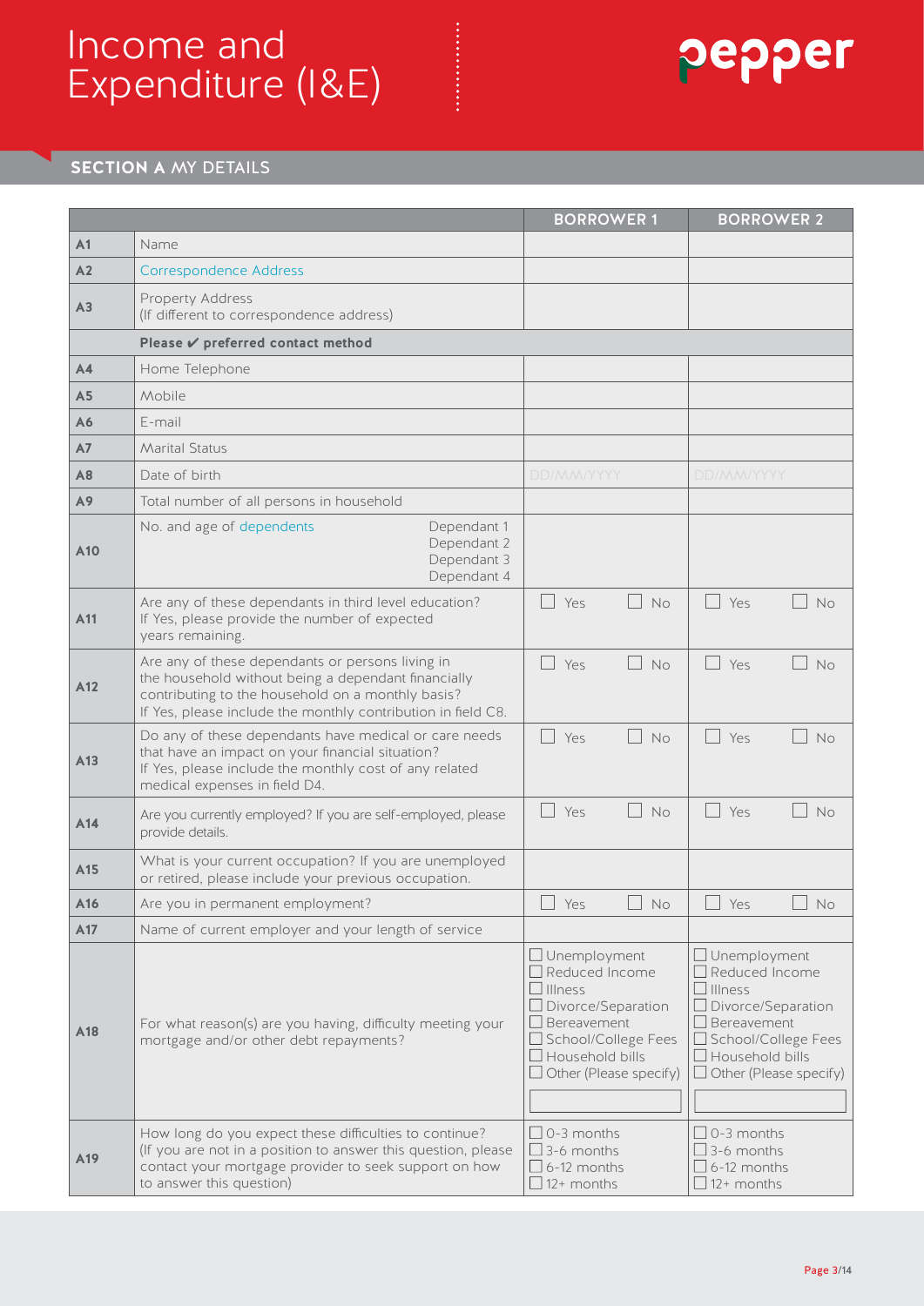# Income and Expenditure (I&E)

## SECTION A MY DETAILS

| | | BORROWER 1 | BORROWER 2 |
|---|---|---|---|
| A1 | Name | | |
| A2 | Correspondence Address | | |
| A3 | Property Address (If different to correspondence address) | | |
| | **Please ✔ preferred contact method** | | |
| A4 | Home Telephone | | |
| A5 | Mobile | | |
| A6 | E-mail | | |
| A7 | Marital Status | | |
| A8 | Date of birth | DD/MM/YYYY | DD/MM/YYYY |
| A9 | Total number of all persons in household | | |
| A10 | No. and age of dependents — Dependant 1, Dependant 2, Dependant 3, Dependant 4 | | |
| A11 | Are any of these dependants in third level education? If Yes, please provide the number of expected years remaining. | ☐ Yes ☐ No | ☐ Yes ☐ No |
| A12 | Are any of these dependants or persons living in the household without being a dependant financially contributing to the household on a monthly basis? If Yes, please include the monthly contribution in field C8. | ☐ Yes ☐ No | ☐ Yes ☐ No |
| A13 | Do any of these dependants have medical or care needs that have an impact on your financial situation? If Yes, please include the monthly cost of any related medical expenses in field D4. | ☐ Yes ☐ No | ☐ Yes ☐ No |
| A14 | Are you currently employed? If you are self-employed, please provide details. | ☐ Yes ☐ No | ☐ Yes ☐ No |
| A15 | What is your current occupation? If you are unemployed or retired, please include your previous occupation. | | |
| A16 | Are you in permanent employment? | ☐ Yes ☐ No | ☐ Yes ☐ No |
| A17 | Name of current employer and your length of service | | |
| A18 | For what reason(s) are you having difficulty meeting your mortgage and/or other debt repayments? | ☐ Unemployment<br>☐ Reduced Income<br>☐ Illness<br>☐ Divorce/Separation<br>☐ Bereavement<br>☐ School/College Fees<br>☐ Household bills<br>☐ Other (Please specify) | ☐ Unemployment<br>☐ Reduced Income<br>☐ Illness<br>☐ Divorce/Separation<br>☐ Bereavement<br>☐ School/College Fees<br>☐ Household bills<br>☐ Other (Please specify) |
| A19 | How long do you expect these difficulties to continue? (If you are not in a position to answer this question, please contact your mortgage provider to seek support on how to answer this question) | ☐ 0-3 months<br>☐ 3-6 months<br>☐ 6-12 months<br>☐ 12+ months | ☐ 0-3 months<br>☐ 3-6 months<br>☐ 6-12 months<br>☐ 12+ months |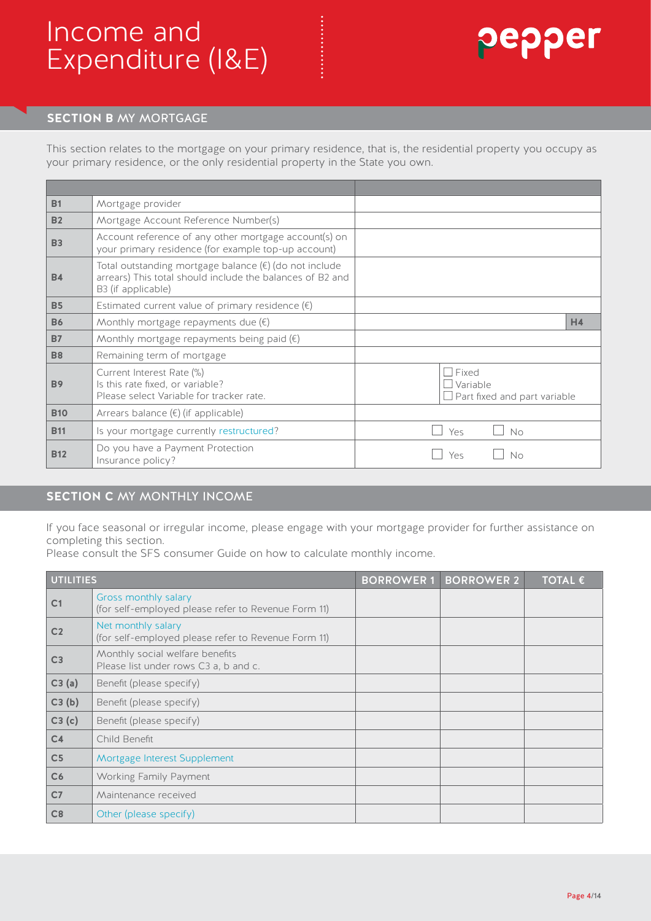# Income and Expenditure (I&E)

pepper

## SECTION B MY MORTGAGE

This section relates to the mortgage on your primary residence, that is, the residential property you occupy as your primary residence, or the only residential property in the State you own.

| | | |
|---|---|---|
| **B1** | Mortgage provider | |
| **B2** | Mortgage Account Reference Number(s) | |
| **B3** | Account reference of any other mortgage account(s) on your primary residence (for example top-up account) | |
| **B4** | Total outstanding mortgage balance (€) (do not include arrears) This total should include the balances of B2 and B3 (if applicable) | |
| **B5** | Estimated current value of primary residence (€) | |
| **B6** | Monthly mortgage repayments due (€) | **H4** |
| **B7** | Monthly mortgage repayments being paid (€) | |
| **B8** | Remaining term of mortgage | |
| **B9** | Current Interest Rate (%)<br>Is this rate fixed, or variable?<br>Please select Variable for tracker rate. | ☐ Fixed<br>☐ Variable<br>☐ Part fixed and part variable |
| **B10** | Arrears balance (€) (if applicable) | |
| **B11** | Is your mortgage currently restructured? | ☐ Yes ☐ No |
| **B12** | Do you have a Payment Protection Insurance policy? | ☐ Yes ☐ No |

## SECTION C MY MONTHLY INCOME

If you face seasonal or irregular income, please engage with your mortgage provider for further assistance on completing this section.
Please consult the SFS consumer Guide on how to calculate monthly income.

| UTILITIES | | BORROWER 1 | BORROWER 2 | TOTAL € |
|---|---|---|---|---|
| **C1** | Gross monthly salary<br>(for self-employed please refer to Revenue Form 11) | | | |
| **C2** | Net monthly salary<br>(for self-employed please refer to Revenue Form 11) | | | |
| **C3** | Monthly social welfare benefits<br>Please list under rows C3 a, b and c. | | | |
| **C3 (a)** | Benefit (please specify) | | | |
| **C3 (b)** | Benefit (please specify) | | | |
| **C3 (c)** | Benefit (please specify) | | | |
| **C4** | Child Benefit | | | |
| **C5** | Mortgage Interest Supplement | | | |
| **C6** | Working Family Payment | | | |
| **C7** | Maintenance received | | | |
| **C8** | Other (please specify) | | | |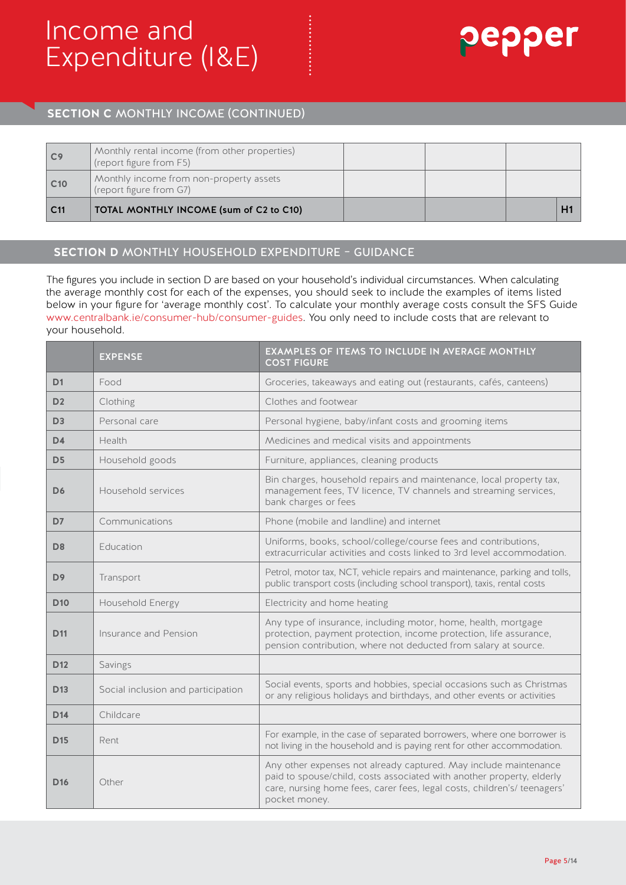# Income and Expenditure (I&E)

## SECTION C MONTHLY INCOME (CONTINUED)

| | | | | | |
|---|---|---|---|---|---|
| C9 | Monthly rental income (from other properties) (report figure from F5) | | | | |
| C10 | Monthly income from non-property assets (report figure from G7) | | | | |
| C11 | **TOTAL MONTHLY INCOME (sum of C2 to C10)** | | | | H1 |

## SECTION D MONTHLY HOUSEHOLD EXPENDITURE – GUIDANCE

The figures you include in section D are based on your household's individual circumstances. When calculating the average monthly cost for each of the expenses, you should seek to include the examples of items listed below in your figure for 'average monthly cost'. To calculate your monthly average costs consult the SFS Guide www.centralbank.ie/consumer-hub/consumer-guides. You only need to include costs that are relevant to your household.

| | EXPENSE | EXAMPLES OF ITEMS TO INCLUDE IN AVERAGE MONTHLY COST FIGURE |
|---|---|---|
| D1 | Food | Groceries, takeaways and eating out (restaurants, cafés, canteens) |
| D2 | Clothing | Clothes and footwear |
| D3 | Personal care | Personal hygiene, baby/infant costs and grooming items |
| D4 | Health | Medicines and medical visits and appointments |
| D5 | Household goods | Furniture, appliances, cleaning products |
| D6 | Household services | Bin charges, household repairs and maintenance, local property tax, management fees, TV licence, TV channels and streaming services, bank charges or fees |
| D7 | Communications | Phone (mobile and landline) and internet |
| D8 | Education | Uniforms, books, school/college/course fees and contributions, extracurricular activities and costs linked to 3rd level accommodation. |
| D9 | Transport | Petrol, motor tax, NCT, vehicle repairs and maintenance, parking and tolls, public transport costs (including school transport), taxis, rental costs |
| D10 | Household Energy | Electricity and home heating |
| D11 | Insurance and Pension | Any type of insurance, including motor, home, health, mortgage protection, payment protection, income protection, life assurance, pension contribution, where not deducted from salary at source. |
| D12 | Savings | |
| D13 | Social inclusion and participation | Social events, sports and hobbies, special occasions such as Christmas or any religious holidays and birthdays, and other events or activities |
| D14 | Childcare | |
| D15 | Rent | For example, in the case of separated borrowers, where one borrower is not living in the household and is paying rent for other accommodation. |
| D16 | Other | Any other expenses not already captured. May include maintenance paid to spouse/child, costs associated with another property, elderly care, nursing home fees, carer fees, legal costs, children's/ teenagers' pocket money. |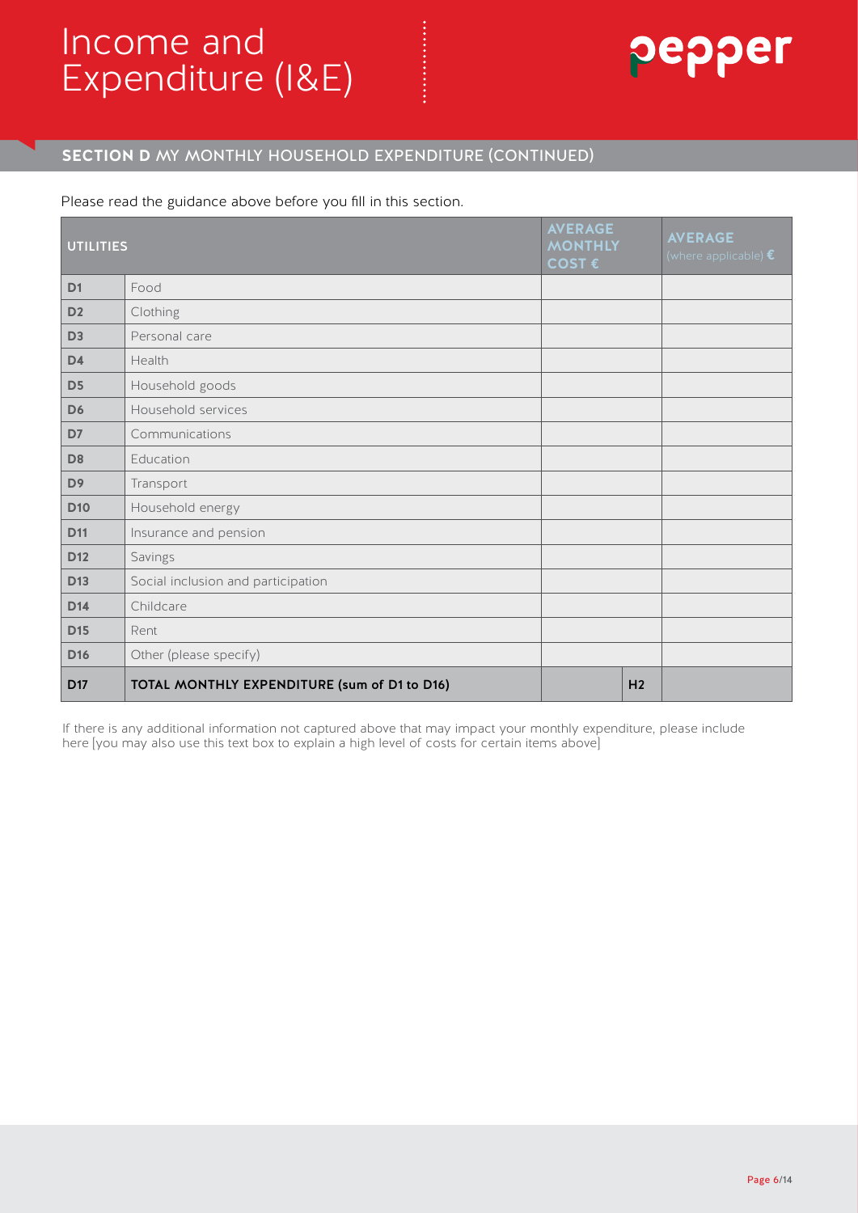# Income and Expenditure (I&E)

## SECTION D MY MONTHLY HOUSEHOLD EXPENDITURE (CONTINUED)

Please read the guidance above before you fill in this section.

| UTILITIES | | AVERAGE MONTHLY COST € | | AVERAGE (where applicable) € |
|---|---|---|---|---|
| D1 | Food | | | |
| D2 | Clothing | | | |
| D3 | Personal care | | | |
| D4 | Health | | | |
| D5 | Household goods | | | |
| D6 | Household services | | | |
| D7 | Communications | | | |
| D8 | Education | | | |
| D9 | Transport | | | |
| D10 | Household energy | | | |
| D11 | Insurance and pension | | | |
| D12 | Savings | | | |
| D13 | Social inclusion and participation | | | |
| D14 | Childcare | | | |
| D15 | Rent | | | |
| D16 | Other (please specify) | | | |
| D17 | **TOTAL MONTHLY EXPENDITURE (sum of D1 to D16)** | | H2 | |

If there is any additional information not captured above that may impact your monthly expenditure, please include here [you may also use this text box to explain a high level of costs for certain items above]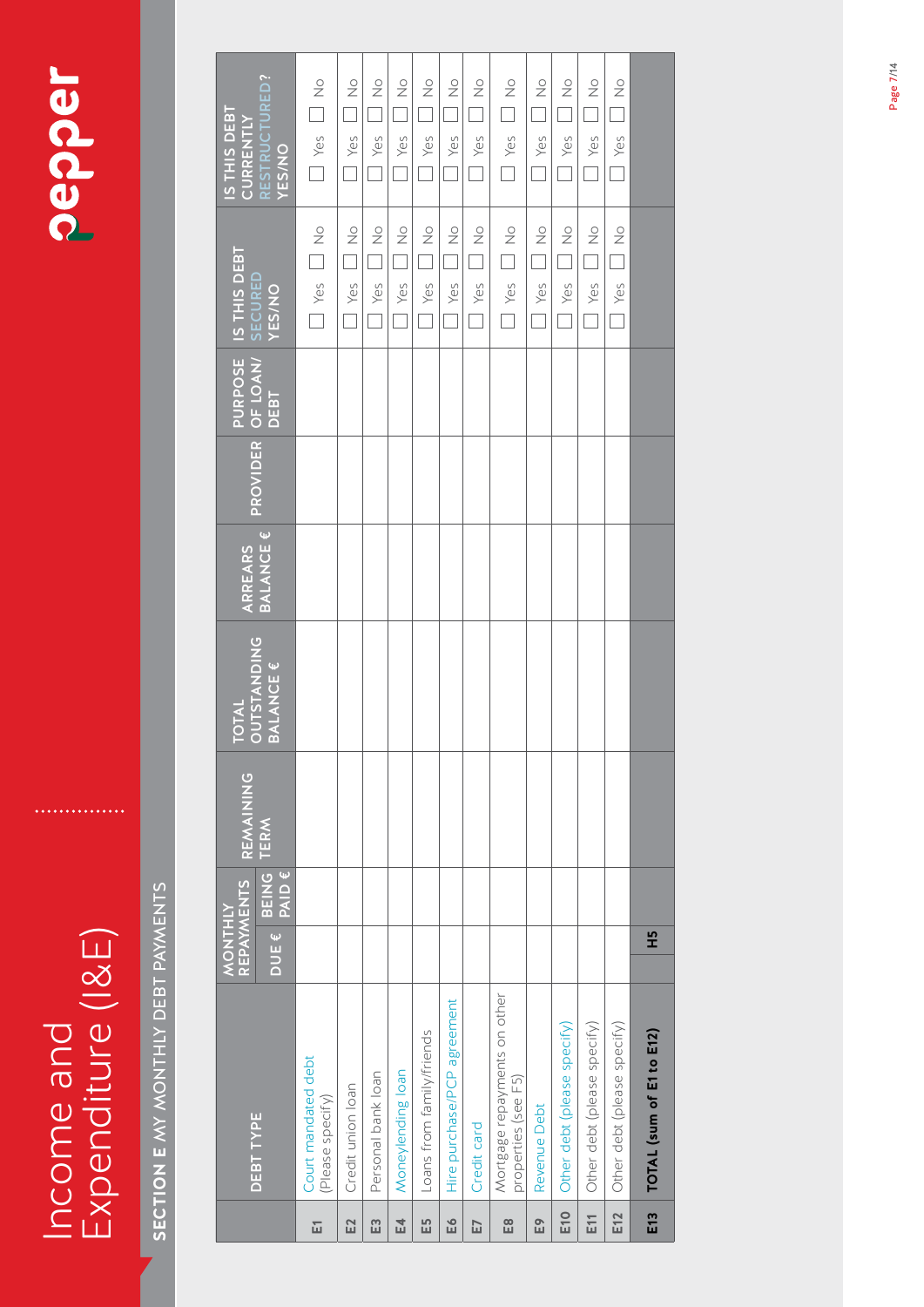# Income and Expenditure (I&E)

## SECTION E MY MONTHLY DEBT PAYMENTS

| | DEBT TYPE | MONTHLY REPAYMENTS | | REMAINING TERM | TOTAL OUTSTANDING BALANCE € | ARREARS BALANCE € | PROVIDER | PURPOSE OF LOAN/ DEBT | IS THIS DEBT SECURED YES/NO | IS THIS DEBT CURRENTLY RESTRUCTURED? YES/NO |
|---|---|---|---|---|---|---|---|---|---|---|
| | | DUE € | BEING PAID € | | | | | | | |
| E1 | Court mandated debt (Please specify) | | | | | | | | ☐ Yes ☐ No | ☐ Yes ☐ No |
| E2 | Credit union loan | | | | | | | | ☐ Yes ☐ No | ☐ Yes ☐ No |
| E3 | Personal bank loan | | | | | | | | ☐ Yes ☐ No | ☐ Yes ☐ No |
| E4 | Moneylending loan | | | | | | | | ☐ Yes ☐ No | ☐ Yes ☐ No |
| E5 | Loans from family/friends | | | | | | | | ☐ Yes ☐ No | ☐ Yes ☐ No |
| E6 | Hire purchase/PCP agreement | | | | | | | | ☐ Yes ☐ No | ☐ Yes ☐ No |
| E7 | Credit card | | | | | | | | ☐ Yes ☐ No | ☐ Yes ☐ No |
| E8 | Mortgage repayments on other properties (see F5) | | | | | | | | ☐ Yes ☐ No | ☐ Yes ☐ No |
| E9 | Revenue Debt | | | | | | | | ☐ Yes ☐ No | ☐ Yes ☐ No |
| E10 | Other debt (please specify) | | | | | | | | ☐ Yes ☐ No | ☐ Yes ☐ No |
| E11 | Other debt (please specify) | | | | | | | | ☐ Yes ☐ No | ☐ Yes ☐ No |
| E12 | Other debt (please specify) | | | | | | | | ☐ Yes ☐ No | ☐ Yes ☐ No |
| E13 | **TOTAL (sum of E1 to E12)** | H5 | | | | | | | | |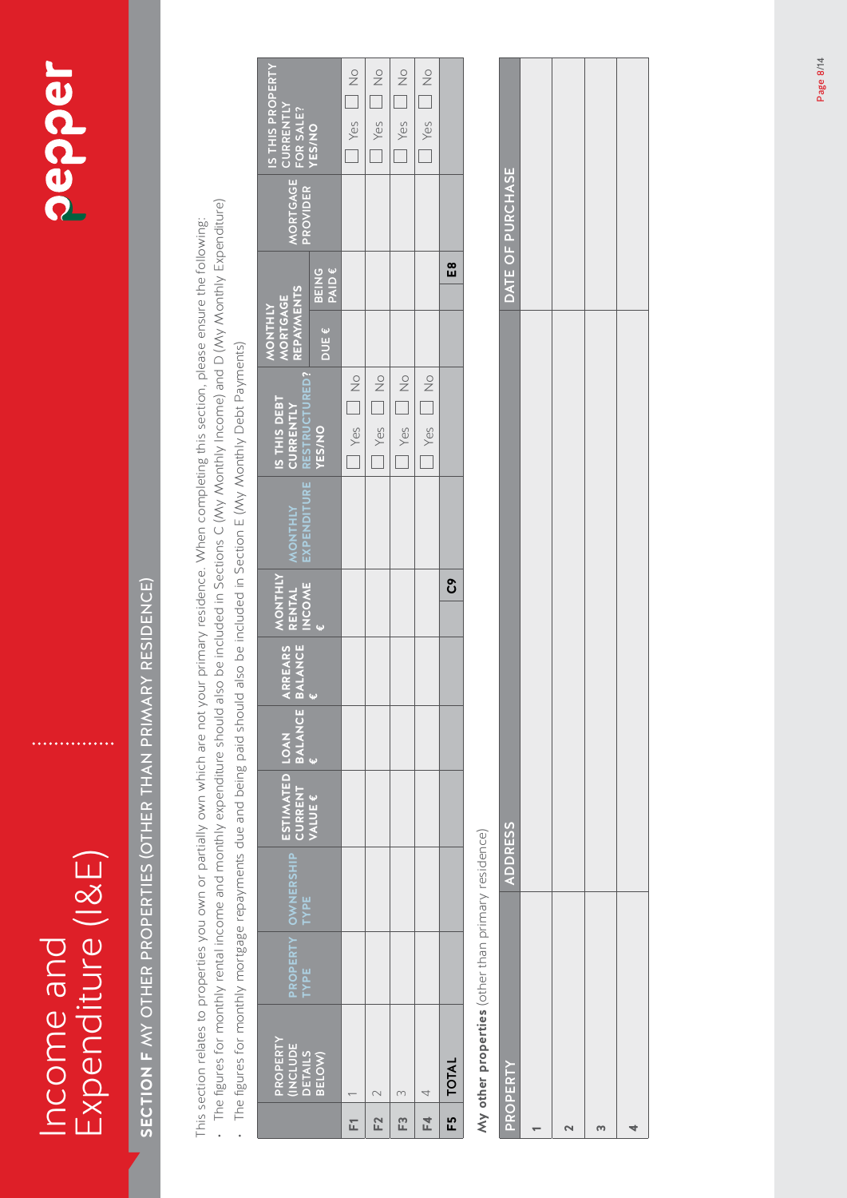# Income and Expenditure (I&E)

## SECTION F MY OTHER PROPERTIES (OTHER THAN PRIMARY RESIDENCE)

This section relates to properties you own or partially own which are not your primary residence. When completing this section, please ensure the following:

- The figures for monthly rental income and monthly expenditure should also be included in Sections C (My Monthly Income) and D (My Monthly Expenditure)
- The figures for monthly mortgage repayments due and being paid should also be included in Section E (My Monthly Debt Payments)

| | PROPERTY (INCLUDE DETAILS BELOW) | PROPERTY TYPE | OWNERSHIP TYPE | ESTIMATED CURRENT VALUE € | LOAN BALANCE € | ARREARS BALANCE € | MONTHLY RENTAL INCOME € | MONTHLY EXPENDITURE | IS THIS DEBT CURRENTLY RESTRUCTURED? YES/NO | MONTHLY MORTGAGE REPAYMENTS | | MORTGAGE PROVIDER | IS THIS PROPERTY CURRENTLY FOR SALE? YES/NO |
|---|---|---|---|---|---|---|---|---|---|---|---|---|---|
| | | | | | | | | | | DUE € | BEING PAID € | | |
| F1 | 1 | | | | | | | | ☐ Yes ☐ No | | | | ☐ Yes ☐ No |
| F2 | 2 | | | | | | | | ☐ Yes ☐ No | | | | ☐ Yes ☐ No |
| F3 | 3 | | | | | | | | ☐ Yes ☐ No | | | | ☐ Yes ☐ No |
| F4 | 4 | | | | | | | | ☐ Yes ☐ No | | | | ☐ Yes ☐ No |
| F5 | TOTAL | | | | | | C9 | | | | E8 | | |

**My other properties** (other than primary residence)

| PROPERTY | ADDRESS | DATE OF PURCHASE |
|---|---|---|
| 1 | | |
| 2 | | |
| 3 | | |
| 4 | | |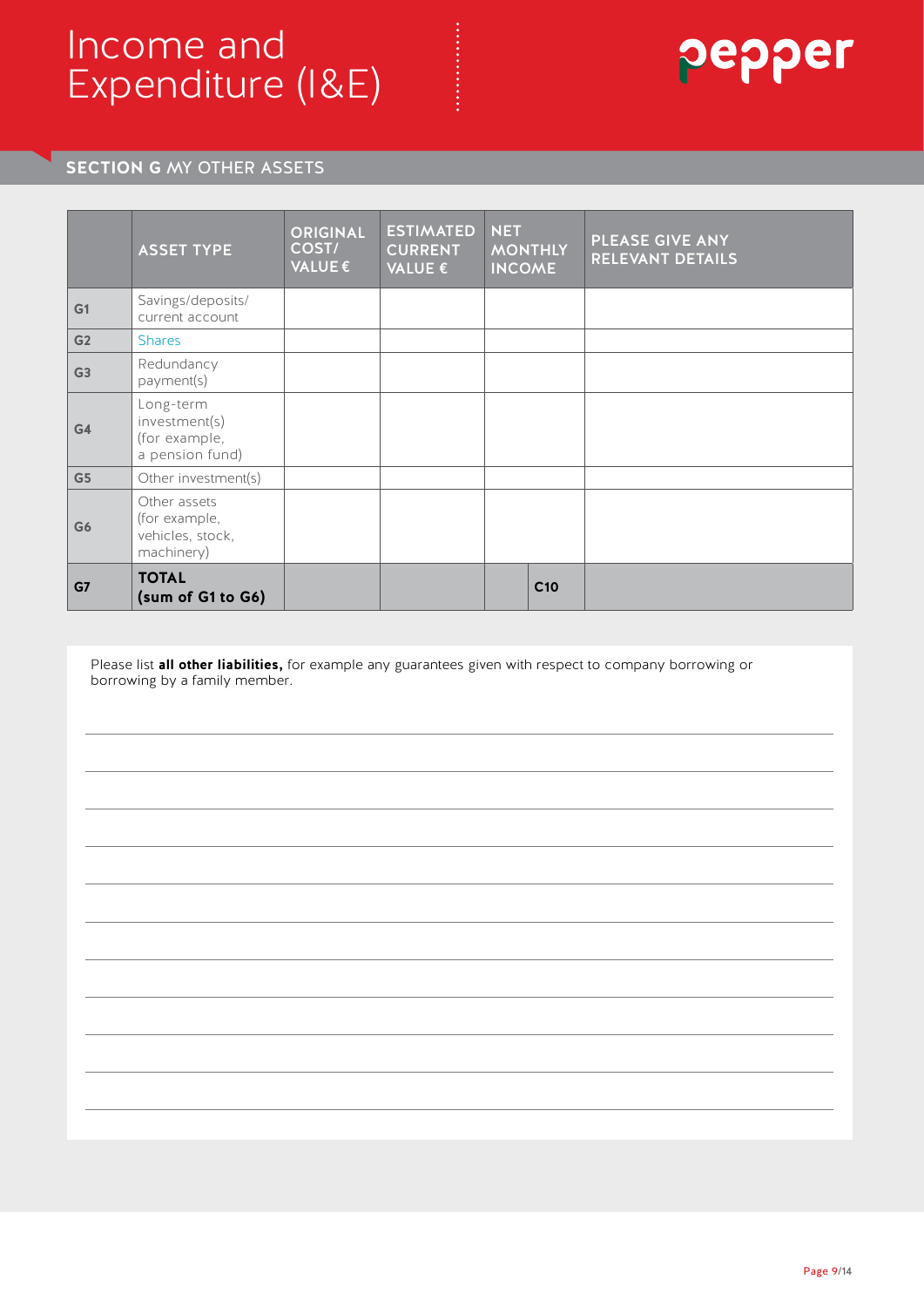# Income and Expenditure (I&E)

## SECTION G MY OTHER ASSETS

| | ASSET TYPE | ORIGINAL COST/ VALUE € | ESTIMATED CURRENT VALUE € | NET MONTHLY INCOME | PLEASE GIVE ANY RELEVANT DETAILS |
|---|---|---|---|---|---|
| G1 | Savings/deposits/ current account | | | | |
| G2 | Shares | | | | |
| G3 | Redundancy payment(s) | | | | |
| G4 | Long-term investment(s) (for example, a pension fund) | | | | |
| G5 | Other investment(s) | | | | |
| G6 | Other assets (for example, vehicles, stock, machinery) | | | | |
| G7 | **TOTAL (sum of G1 to G6)** | | | C10 | |

Please list **all other liabilities,** for example any guarantees given with respect to company borrowing or borrowing by a family member.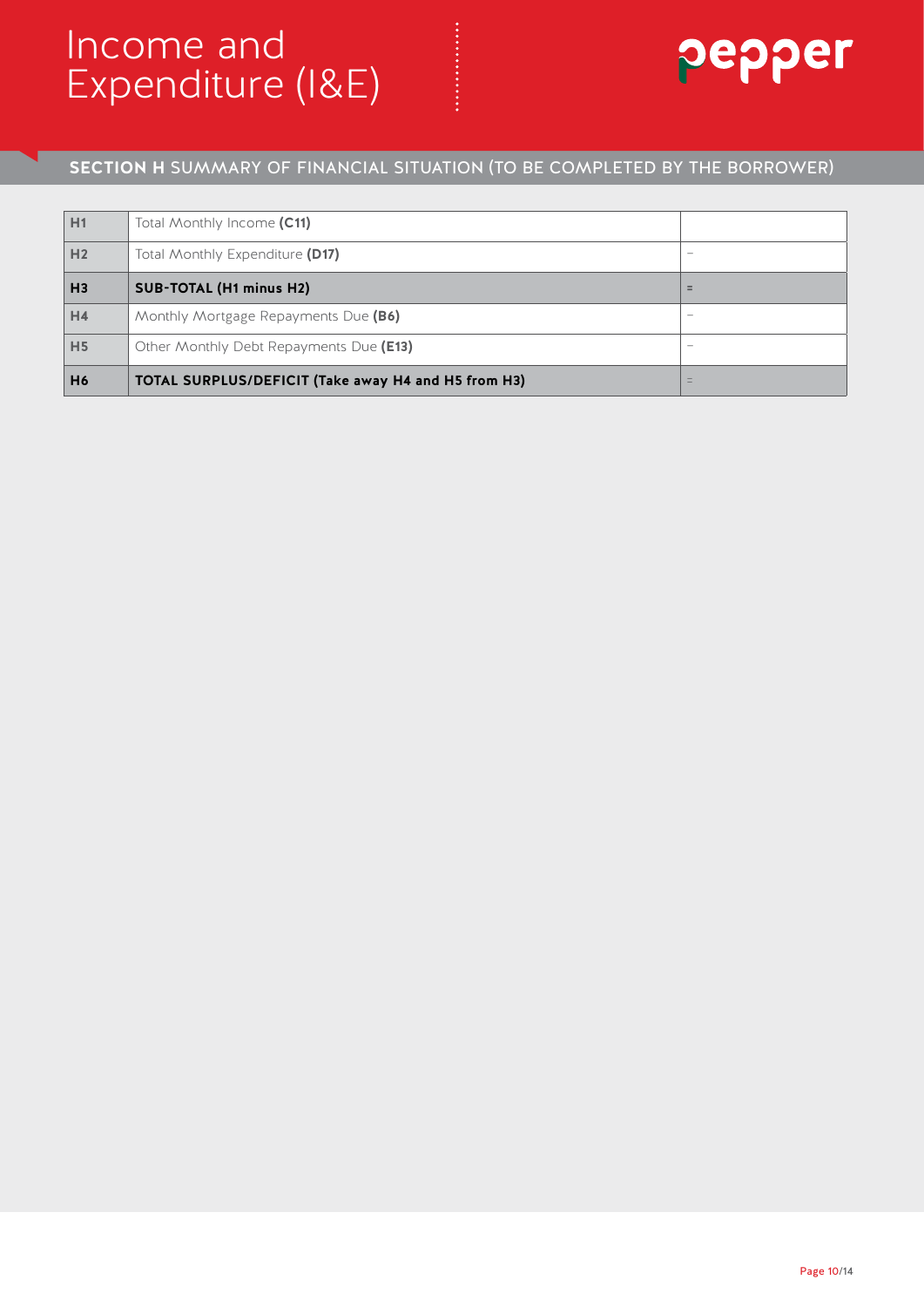# Income and Expenditure (I&E)

pepper

## SECTION H SUMMARY OF FINANCIAL SITUATION (TO BE COMPLETED BY THE BORROWER)

| | | |
|---|---|---|
| H1 | Total Monthly Income **(C11)** | |
| H2 | Total Monthly Expenditure **(D17)** | – |
| **H3** | **SUB-TOTAL (H1 minus H2)** | = |
| H4 | Monthly Mortgage Repayments Due **(B6)** | – |
| H5 | Other Monthly Debt Repayments Due **(E13)** | – |
| **H6** | **TOTAL SURPLUS/DEFICIT (Take away H4 and H5 from H3)** | = |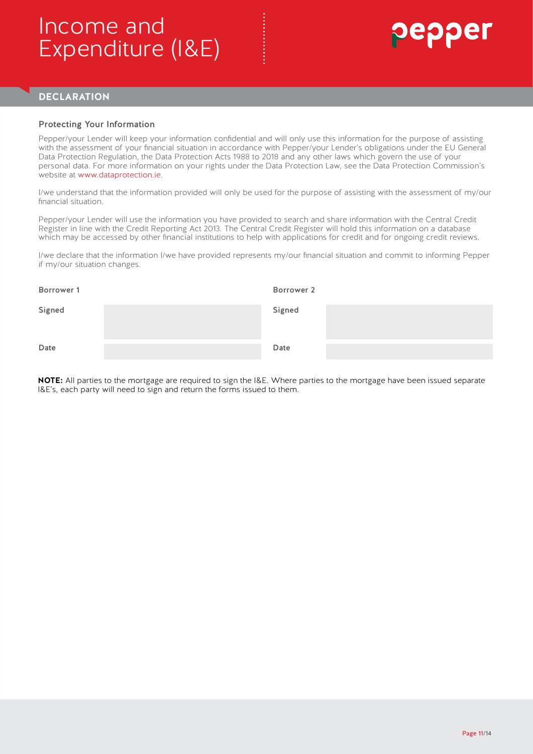# Income and Expenditure (I&E)

## DECLARATION

### Protecting Your Information

Pepper/your Lender will keep your information confidential and will only use this information for the purpose of assisting with the assessment of your financial situation in accordance with Pepper/your Lender's obligations under the EU General Data Protection Regulation, the Data Protection Acts 1988 to 2018 and any other laws which govern the use of your personal data. For more information on your rights under the Data Protection Law, see the Data Protection Commission's website at www.dataprotection.ie.

I/we understand that the information provided will only be used for the purpose of assisting with the assessment of my/our financial situation.

Pepper/your Lender will use the information you have provided to search and share information with the Central Credit Register in line with the Credit Reporting Act 2013. The Central Credit Register will hold this information on a database which may be accessed by other financial institutions to help with applications for credit and for ongoing credit reviews.

I/we declare that the information I/we have provided represents my/our financial situation and commit to informing Pepper if my/our situation changes.

| Borrower 1 | | Borrower 2 | |
|---|---|---|---|
| Signed | | Signed | |
| Date | | Date | |

**NOTE:** All parties to the mortgage are required to sign the I&E. Where parties to the mortgage have been issued separate I&E's, each party will need to sign and return the forms issued to them.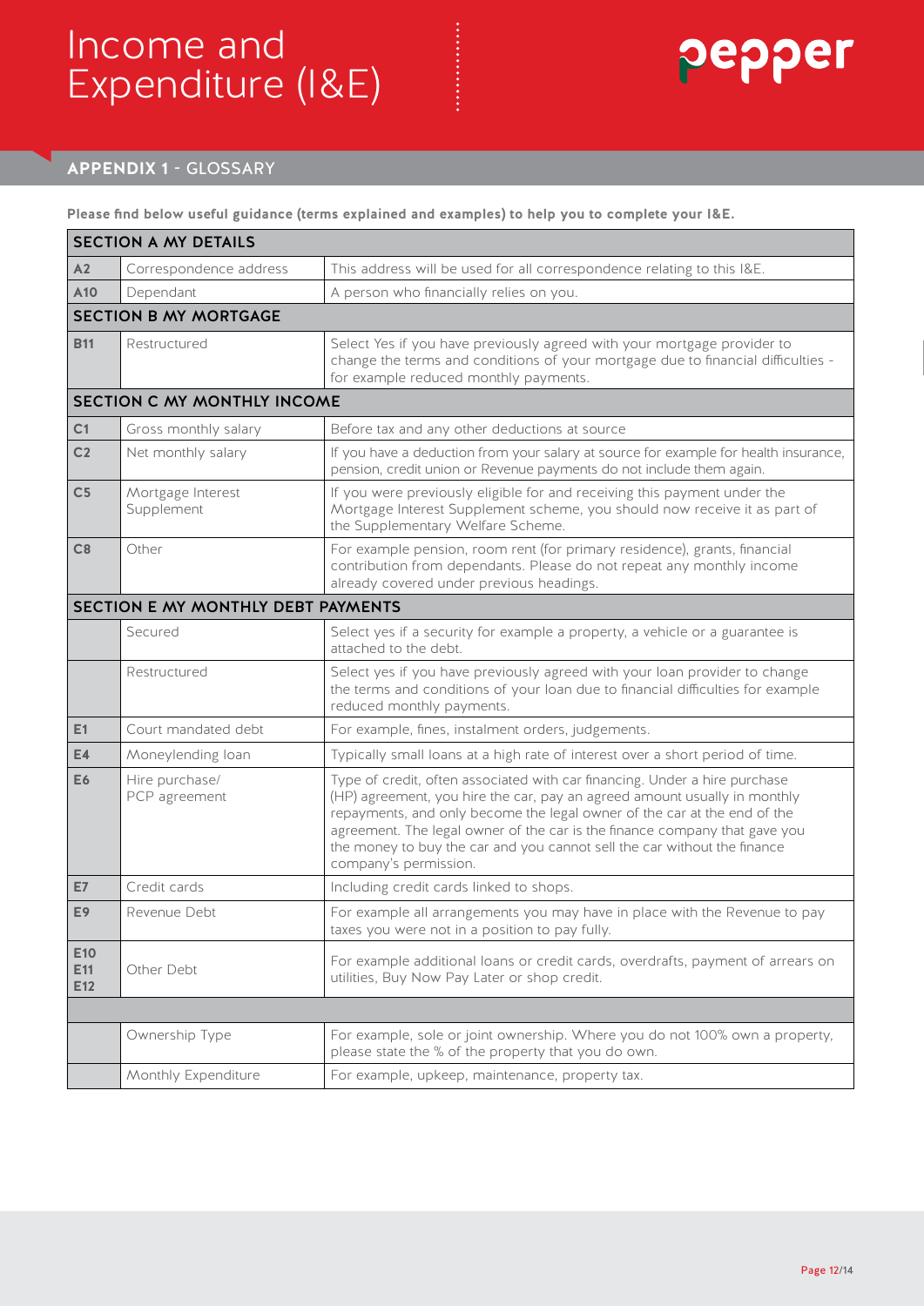# Income and Expenditure (I&E)

pepper

## APPENDIX 1 - GLOSSARY

**Please find below useful guidance (terms explained and examples) to help you to complete your I&E.**

| | | |
|---|---|---|
| **SECTION A MY DETAILS** | | |
| **A2** | Correspondence address | This address will be used for all correspondence relating to this I&E. |
| **A10** | Dependant | A person who financially relies on you. |
| **SECTION B MY MORTGAGE** | | |
| **B11** | Restructured | Select Yes if you have previously agreed with your mortgage provider to change the terms and conditions of your mortgage due to financial difficulties - for example reduced monthly payments. |
| **SECTION C MY MONTHLY INCOME** | | |
| **C1** | Gross monthly salary | Before tax and any other deductions at source |
| **C2** | Net monthly salary | If you have a deduction from your salary at source for example for health insurance, pension, credit union or Revenue payments do not include them again. |
| **C5** | Mortgage Interest Supplement | If you were previously eligible for and receiving this payment under the Mortgage Interest Supplement scheme, you should now receive it as part of the Supplementary Welfare Scheme. |
| **C8** | Other | For example pension, room rent (for primary residence), grants, financial contribution from dependants. Please do not repeat any monthly income already covered under previous headings. |
| **SECTION E MY MONTHLY DEBT PAYMENTS** | | |
| | Secured | Select yes if a security for example a property, a vehicle or a guarantee is attached to the debt. |
| | Restructured | Select yes if you have previously agreed with your loan provider to change the terms and conditions of your loan due to financial difficulties for example reduced monthly payments. |
| **E1** | Court mandated debt | For example, fines, instalment orders, judgements. |
| **E4** | Moneylending loan | Typically small loans at a high rate of interest over a short period of time. |
| **E6** | Hire purchase/ PCP agreement | Type of credit, often associated with car financing. Under a hire purchase (HP) agreement, you hire the car, pay an agreed amount usually in monthly repayments, and only become the legal owner of the car at the end of the agreement. The legal owner of the car is the finance company that gave you the money to buy the car and you cannot sell the car without the finance company's permission. |
| **E7** | Credit cards | Including credit cards linked to shops. |
| **E9** | Revenue Debt | For example all arrangements you may have in place with the Revenue to pay taxes you were not in a position to pay fully. |
| **E10 E11 E12** | Other Debt | For example additional loans or credit cards, overdrafts, payment of arrears on utilities, Buy Now Pay Later or shop credit. |
| | | |
| | Ownership Type | For example, sole or joint ownership. Where you do not 100% own a property, please state the % of the property that you do own. |
| | Monthly Expenditure | For example, upkeep, maintenance, property tax. |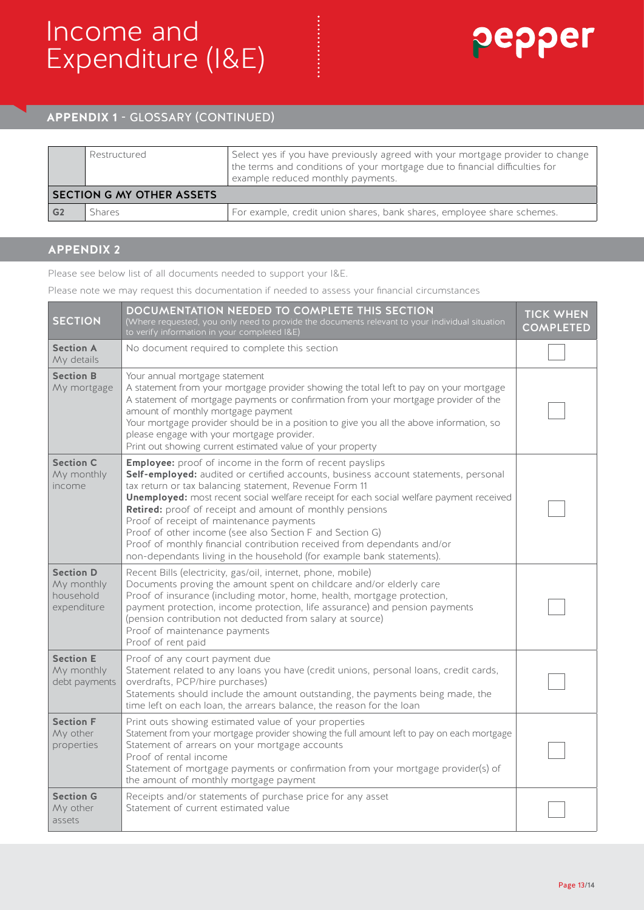## APPENDIX 1 - GLOSSARY (CONTINUED)

| | | |
|---|---|---|
| | Restructured | Select yes if you have previously agreed with your mortgage provider to change the terms and conditions of your mortgage due to financial difficulties for example reduced monthly payments. |
| **SECTION G MY OTHER ASSETS** | | |
| G2 | Shares | For example, credit union shares, bank shares, employee share schemes. |

## APPENDIX 2

Please see below list of all documents needed to support your I&E.

Please note we may request this documentation if needed to assess your financial circumstances

| SECTION | DOCUMENTATION NEEDED TO COMPLETE THIS SECTION (Where requested, you only need to provide the documents relevant to your individual situation to verify information in your completed I&E) | TICK WHEN COMPLETED |
|---|---|---|
| **Section A** My details | No document required to complete this section | ☐ |
| **Section B** My mortgage | Your annual mortgage statement<br>A statement from your mortgage provider showing the total left to pay on your mortgage<br>A statement of mortgage payments or confirmation from your mortgage provider of the amount of monthly mortgage payment<br>Your mortgage provider should be in a position to give you all the above information, so please engage with your mortgage provider.<br>Print out showing current estimated value of your property | ☐ |
| **Section C** My monthly income | **Employee:** proof of income in the form of recent payslips<br>**Self-employed:** audited or certified accounts, business account statements, personal tax return or tax balancing statement, Revenue Form 11<br>**Unemployed:** most recent social welfare receipt for each social welfare payment received<br>**Retired:** proof of receipt and amount of monthly pensions<br>Proof of receipt of maintenance payments<br>Proof of other income (see also Section F and Section G)<br>Proof of monthly financial contribution received from dependants and/or non-dependants living in the household (for example bank statements). | ☐ |
| **Section D** My monthly household expenditure | Recent Bills (electricity, gas/oil, internet, phone, mobile)<br>Documents proving the amount spent on childcare and/or elderly care<br>Proof of insurance (including motor, home, health, mortgage protection, payment protection, income protection, life assurance) and pension payments (pension contribution not deducted from salary at source)<br>Proof of maintenance payments<br>Proof of rent paid | ☐ |
| **Section E** My monthly debt payments | Proof of any court payment due<br>Statement related to any loans you have (credit unions, personal loans, credit cards, overdrafts, PCP/hire purchases)<br>Statements should include the amount outstanding, the payments being made, the time left on each loan, the arrears balance, the reason for the loan | ☐ |
| **Section F** My other properties | Print outs showing estimated value of your properties<br>Statement from your mortgage provider showing the full amount left to pay on each mortgage<br>Statement of arrears on your mortgage accounts<br>Proof of rental income<br>Statement of mortgage payments or confirmation from your mortgage provider(s) of the amount of monthly mortgage payment | ☐ |
| **Section G** My other assets | Receipts and/or statements of purchase price for any asset<br>Statement of current estimated value | ☐ |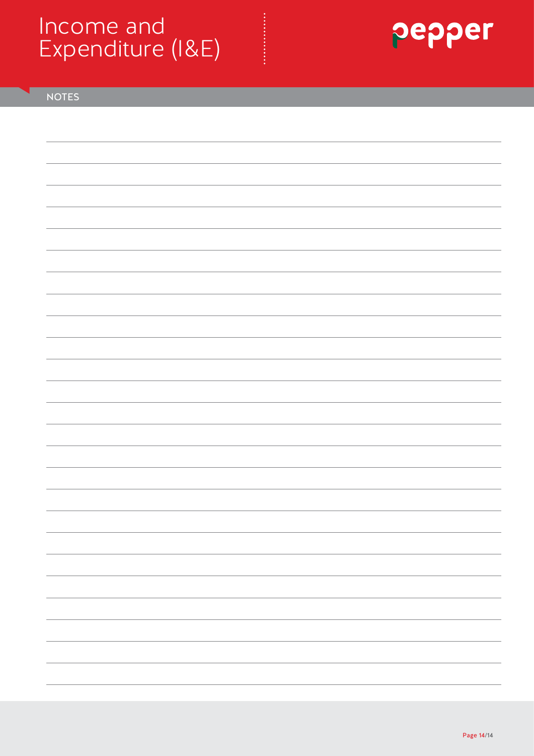## NOTES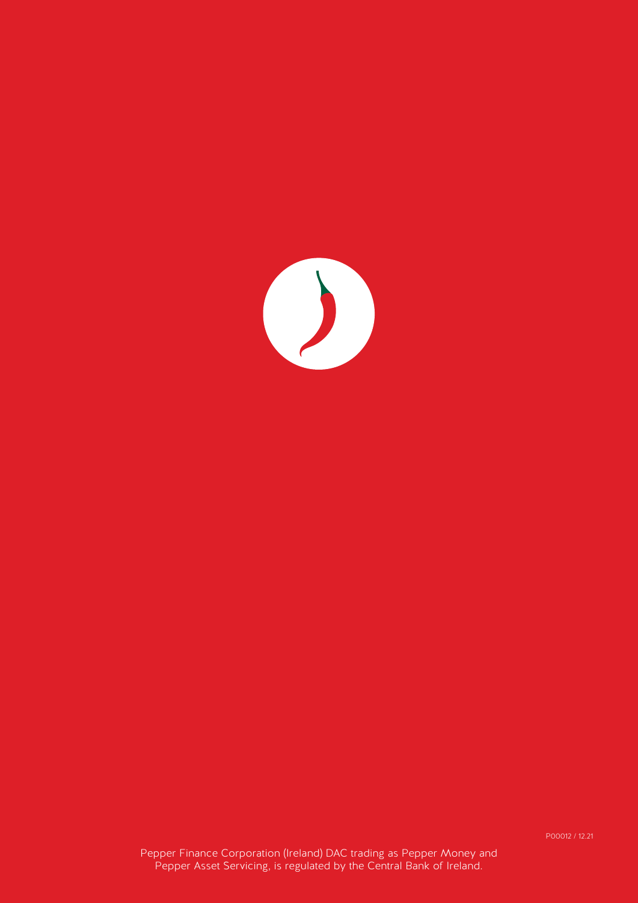P00012 / 12.21

Pepper Finance Corporation (Ireland) DAC trading as Pepper Money and Pepper Asset Servicing, is regulated by the Central Bank of Ireland.